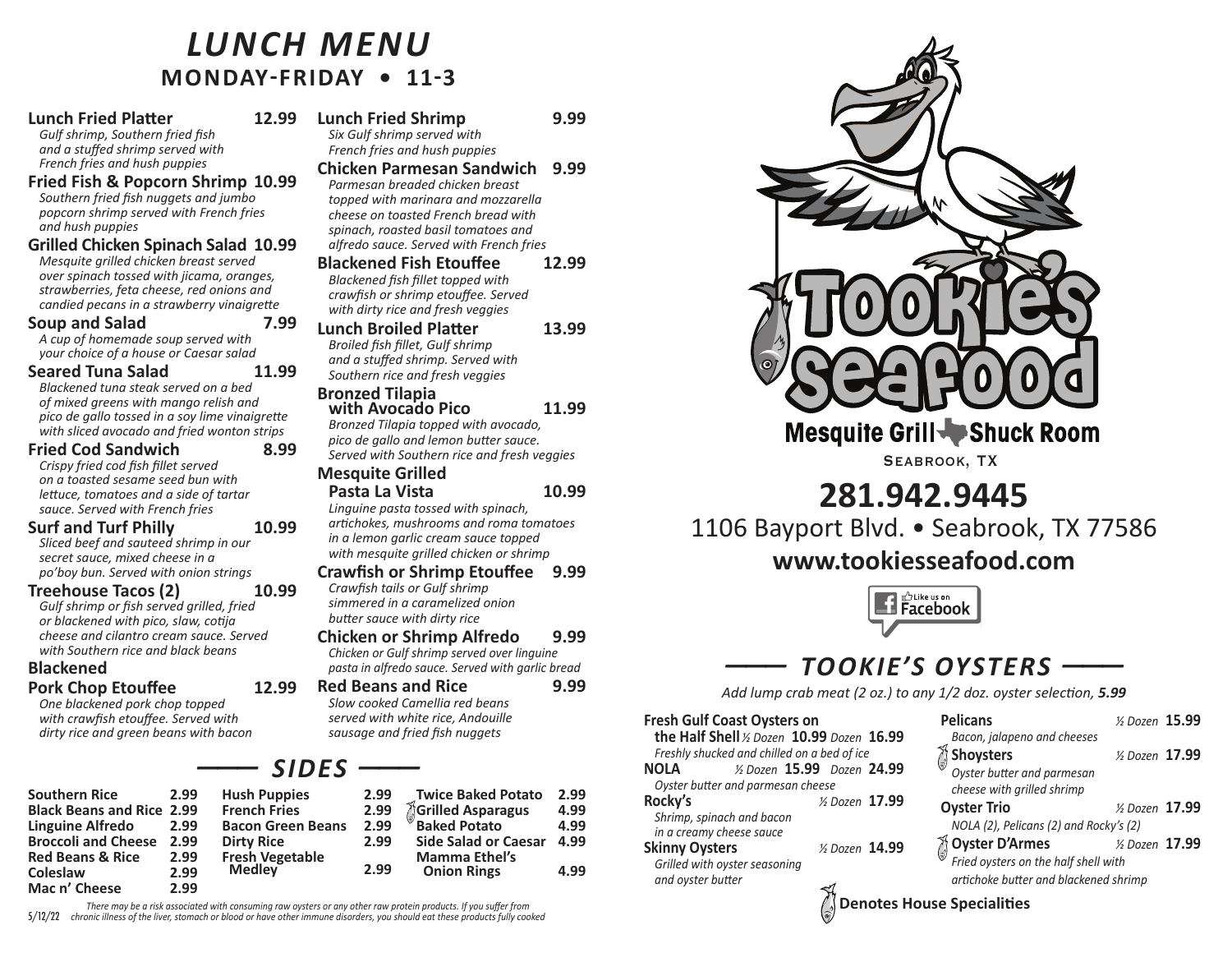# LUNCH MENU

## MONDAY-FRIDAY • 11-3

**Lunch Fried Platter** 12.99
*Gulf shrimp, Southern fried fish and a stuffed shrimp served with French fries and hush puppies*

**Fried Fish & Popcorn Shrimp** 10.99
*Southern fried fish nuggets and jumbo popcorn shrimp served with French fries and hush puppies*

**Grilled Chicken Spinach Salad** 10.99
*Mesquite grilled chicken breast served over spinach tossed with jicama, oranges, strawberries, feta cheese, red onions and candied pecans in a strawberry vinaigrette*

**Soup and Salad** 7.99
*A cup of homemade soup served with your choice of a house or Caesar salad*

**Seared Tuna Salad** 11.99
*Blackened tuna steak served on a bed of mixed greens with mango relish and pico de gallo tossed in a soy lime vinaigrette with sliced avocado and fried wonton strips*

**Fried Cod Sandwich** 8.99
*Crispy fried cod fish fillet served on a toasted sesame seed bun with lettuce, tomatoes and a side of tartar sauce. Served with French fries*

**Surf and Turf Philly** 10.99
*Sliced beef and sauteed shrimp in our secret sauce, mixed cheese in a po'boy bun. Served with onion strings*

**Treehouse Tacos (2)** 10.99
*Gulf shrimp or fish served grilled, fried or blackened with pico, slaw, cotija cheese and cilantro cream sauce. Served with Southern rice and black beans*

**Blackened Pork Chop Etouffee** 12.99
*One blackened pork chop topped with crawfish etouffee. Served with dirty rice and green beans with bacon*

**Lunch Fried Shrimp** 9.99
*Six Gulf shrimp served with French fries and hush puppies*

**Chicken Parmesan Sandwich** 9.99
*Parmesan breaded chicken breast topped with marinara and mozzarella cheese on toasted French bread with spinach, roasted basil tomatoes and alfredo sauce. Served with French fries*

**Blackened Fish Etouffee** 12.99
*Blackened fish fillet topped with crawfish or shrimp etouffee. Served with dirty rice and fresh veggies*

**Lunch Broiled Platter** 13.99
*Broiled fish fillet, Gulf shrimp and a stuffed shrimp. Served with Southern rice and fresh veggies*

**Bronzed Tilapia with Avocado Pico** 11.99
*Bronzed Tilapia topped with avocado, pico de gallo and lemon butter sauce. Served with Southern rice and fresh veggies*

**Mesquite Grilled Pasta La Vista** 10.99
*Linguine pasta tossed with spinach, artichokes, mushrooms and roma tomatoes in a lemon garlic cream sauce topped with mesquite grilled chicken or shrimp*

**Crawfish or Shrimp Etouffee** 9.99
*Crawfish tails or Gulf shrimp simmered in a caramelized onion butter sauce with dirty rice*

**Chicken or Shrimp Alfredo** 9.99
*Chicken or Gulf shrimp served over linguine pasta in alfredo sauce. Served with garlic bread*

**Red Beans and Rice** 9.99
*Slow cooked Camellia red beans served with white rice, Andouille sausage and fried fish nuggets*

## SIDES

| Item | Price |
|---|---|
| Southern Rice | 2.99 |
| Black Beans and Rice | 2.99 |
| Linguine Alfredo | 2.99 |
| Broccoli and Cheese | 2.99 |
| Red Beans & Rice | 2.99 |
| Coleslaw | 2.99 |
| Mac n' Cheese | 2.99 |
| Hush Puppies | 2.99 |
| French Fries | 2.99 |
| Bacon Green Beans | 2.99 |
| Dirty Rice | 2.99 |
| Fresh Vegetable Medley | 2.99 |
| Twice Baked Potato | 2.99 |
| Grilled Asparagus (House Speciality) | 4.99 |
| Baked Potato | 4.99 |
| Side Salad or Caesar | 4.99 |
| Mamma Ethel's Onion Rings | 4.99 |

*There may be a risk associated with consuming raw oysters or any other raw protein products. If you suffer from chronic illness of the liver, stomach or blood or have other immune disorders, you should eat these products fully cooked*

5/12/22

# Tookie's Seafood

**Mesquite Grill • Shuck Room**

SEABROOK, TX

## 281.942.9445

1106 Bayport Blvd. • Seabrook, TX 77586

**www.tookiesseafood.com**

Like us on Facebook

## TOOKIE'S OYSTERS

*Add lump crab meat (2 oz.) to any 1/2 doz. oyster selection, 5.99*

**Fresh Gulf Coast Oysters on the Half Shell** *½ Dozen* **10.99** *Dozen* **16.99**
*Freshly shucked and chilled on a bed of ice*

**NOLA** *½ Dozen* **15.99** *Dozen* **24.99**
*Oyster butter and parmesan cheese*

**Rocky's** *½ Dozen* **17.99**
*Shrimp, spinach and bacon in a creamy cheese sauce*

**Skinny Oysters** *½ Dozen* **14.99**
*Grilled with oyster seasoning and oyster butter*

**Pelicans** *½ Dozen* **15.99**
*Bacon, jalapeno and cheeses*

**Shoysters** (House Speciality) *½ Dozen* **17.99**
*Oyster butter and parmesan cheese with grilled shrimp*

**Oyster Trio** *½ Dozen* **17.99**
*NOLA (2), Pelicans (2) and Rocky's (2)*

**Oyster D'Armes** (House Speciality) *½ Dozen* **17.99**
*Fried oysters on the half shell with artichoke butter and blackened shrimp*

**Denotes House Specialities**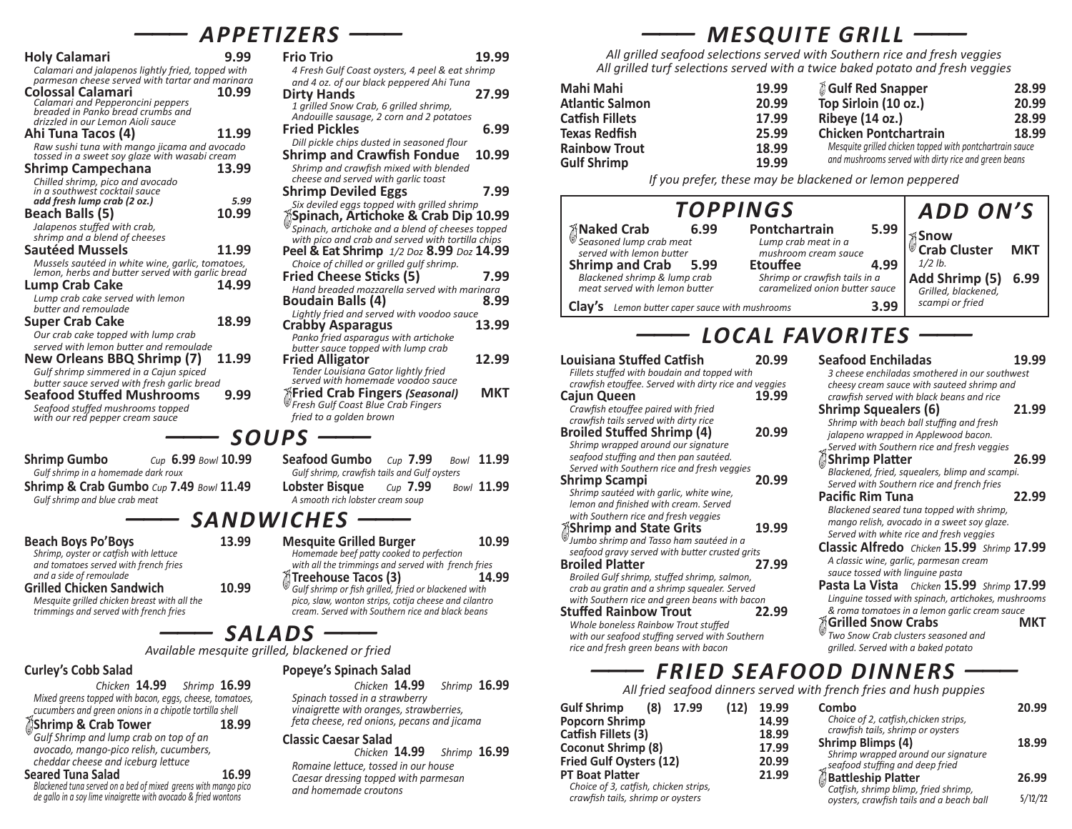## APPETIZERS

**Holy Calamari** 9.99
*Calamari and jalapenos lightly fried, topped with parmesan cheese served with tartar and marinara*

**Colossal Calamari** 10.99
*Calamari and Pepperoncini peppers breaded in Panko bread crumbs and drizzled in our Lemon Aioli sauce*

**Ahi Tuna Tacos (4)** 11.99
*Raw sushi tuna with mango jicama and avocado tossed in a sweet soy glaze with wasabi cream*

**Shrimp Campechana** 13.99
*Chilled shrimp, pico and avocado in a southwest cocktail sauce*
***add fresh lump crab (2 oz.)*** *5.99*

**Beach Balls (5)** 10.99
*Jalapenos stuffed with crab, shrimp and a blend of cheeses*

**Sautéed Mussels** 11.99
*Mussels sautéed in white wine, garlic, tomatoes, lemon, herbs and butter served with garlic bread*

**Lump Crab Cake** 14.99
*Lump crab cake served with lemon butter and remoulade*

**Super Crab Cake** 18.99
*Our crab cake topped with lump crab served with lemon butter and remoulade*

**New Orleans BBQ Shrimp (7)** 11.99
*Gulf shrimp simmered in a Cajun spiced butter sauce served with fresh garlic bread*

**Seafood Stuffed Mushrooms** 9.99
*Seafood stuffed mushrooms topped with our red pepper cream sauce*

**Frio Trio** 19.99
*4 Fresh Gulf Coast oysters, 4 peel & eat shrimp and 4 oz. of our black peppered Ahi Tuna*

**Dirty Hands** 27.99
*1 grilled Snow Crab, 6 grilled shrimp, Andouille sausage, 2 corn and 2 potatoes*

**Fried Pickles** 6.99
*Dill pickle chips dusted in seasoned flour*

**Shrimp and Crawfish Fondue** 10.99
*Shrimp and crawfish mixed with blended cheese and served with garlic toast*

**Shrimp Deviled Eggs** 7.99
*Six deviled eggs topped with grilled shrimp*

**Spinach, Artichoke & Crab Dip** 10.99
*Spinach, artichoke and a blend of cheeses topped with pico and crab and served with tortilla chips*

**Peel & Eat Shrimp** *1/2 Doz* **8.99** *Doz* **14.99**
*Choice of chilled or grilled gulf shrimp.*

**Fried Cheese Sticks (5)** 7.99
*Hand breaded mozzarella served with marinara*

**Boudain Balls (4)** 8.99
*Lightly fried and served with voodoo sauce*

**Crabby Asparagus** 13.99
*Panko fried asparagus with artichoke butter sauce topped with lump crab*

**Fried Alligator** 12.99
*Tender Louisiana Gator lightly fried served with homemade voodoo sauce*

**Fried Crab Fingers *(Seasonal)*** MKT
*Fresh Gulf Coast Blue Crab Fingers fried to a golden brown*

## SOUPS

**Shrimp Gumbo** *Cup* **6.99** *Bowl* **10.99**
*Gulf shrimp in a homemade dark roux*

**Shrimp & Crab Gumbo** *Cup* **7.49** *Bowl* **11.49**
*Gulf shrimp and blue crab meat*

**Seafood Gumbo** *Cup* **7.99** *Bowl* **11.99**
*Gulf shrimp, crawfish tails and Gulf oysters*

**Lobster Bisque** *Cup* **7.99** *Bowl* **11.99**
*A smooth rich lobster cream soup*

## SANDWICHES

**Beach Boys Po'Boys** 13.99
*Shrimp, oyster or catfish with lettuce and tomatoes served with french fries and a side of remoulade*

**Grilled Chicken Sandwich** 10.99
*Mesquite grilled chicken breast with all the trimmings and served with french fries*

**Mesquite Grilled Burger** 10.99
*Homemade beef patty cooked to perfection with all the trimmings and served with french fries*

**Treehouse Tacos (3)** 14.99
*Gulf shrimp or fish grilled, fried or blackened with pico, slaw, wonton strips, cotija cheese and cilantro cream. Served with Southern rice and black beans*

## SALADS

*Available mesquite grilled, blackened or fried*

**Curley's Cobb Salad**
*Chicken* **14.99** *Shrimp* **16.99**
*Mixed greens topped with bacon, eggs, cheese, tomatoes, cucumbers and green onions in a chipotle tortilla shell*

**Shrimp & Crab Tower** 18.99
*Gulf Shrimp and lump crab on top of an avocado, mango-pico relish, cucumbers, cheddar cheese and iceburg lettuce*

**Seared Tuna Salad** 16.99
*Blackened tuna served on a bed of mixed greens with mango pico de gallo in a soy lime vinaigrette with avocado & fried wontons*

**Popeye's Spinach Salad**
*Chicken* **14.99** *Shrimp* **16.99**
*Spinach tossed in a strawberry vinaigrette with oranges, strawberries, feta cheese, red onions, pecans and jicama*

**Classic Caesar Salad**
*Chicken* **14.99** *Shrimp* **16.99**
*Romaine lettuce, tossed in our house Caesar dressing topped with parmesan and homemade croutons*

## MESQUITE GRILL

*All grilled seafood selections served with Southern rice and fresh veggies*
*All grilled turf selections served with a twice baked potato and fresh veggies*

**Mahi Mahi** 19.99
**Atlantic Salmon** 20.99
**Catfish Fillets** 17.99
**Texas Redfish** 25.99
**Rainbow Trout** 18.99
**Gulf Shrimp** 19.99

**Gulf Red Snapper** 28.99
**Top Sirloin (10 oz.)** 20.99
**Ribeye (14 oz.)** 28.99
**Chicken Pontchartrain** 18.99
*Mesquite grilled chicken topped with pontchartrain sauce and mushrooms served with dirty rice and green beans*

*If you prefer, these may be blackened or lemon peppered*

## TOPPINGS

**Naked Crab** 6.99
*Seasoned lump crab meat served with lemon butter*

**Shrimp and Crab** 5.99
*Blackened shrimp & lump crab meat served with lemon butter*

**Pontchartrain** 5.99
*Lump crab meat in a mushroom cream sauce*

**Etouffee** 4.99
*Shrimp or crawfish tails in a caramelized onion butter sauce*

**Clay's** *Lemon butter caper sauce with mushrooms* 3.99

## ADD ON'S

**Snow Crab Cluster** MKT
*1/2 lb.*

**Add Shrimp (5)** 6.99
*Grilled, blackened, scampi or fried*

## LOCAL FAVORITES

**Louisiana Stuffed Catfish** 20.99
*Fillets stuffed with boudain and topped with crawfish etouffee. Served with dirty rice and veggies*

**Cajun Queen** 19.99
*Crawfish etouffee paired with fried crawfish tails served with dirty rice*

**Broiled Stuffed Shrimp (4)** 20.99
*Shrimp wrapped around our signature seafood stuffing and then pan sautéed. Served with Southern rice and fresh veggies*

**Shrimp Scampi** 20.99
*Shrimp sautéed with garlic, white wine, lemon and finished with cream. Served with Southern rice and fresh veggies*

**Shrimp and State Grits** 19.99
*Jumbo shrimp and Tasso ham sautéed in a seafood gravy served with butter crusted grits*

**Broiled Platter** 27.99
*Broiled Gulf shrimp, stuffed shrimp, salmon, crab au gratin and a shrimp squealer. Served with Southern rice and green beans with bacon*

**Stuffed Rainbow Trout** 22.99
*Whole boneless Rainbow Trout stuffed with our seafood stuffing served with Southern rice and fresh green beans with bacon*

**Seafood Enchiladas** 19.99
*3 cheese enchiladas smothered in our southwest cheesy cream sauce with sauteed shrimp and crawfish served with black beans and rice*

**Shrimp Squealers (6)** 21.99
*Shrimp with beach ball stuffing and fresh jalapeno wrapped in Applewood bacon. Served with Southern rice and fresh veggies*

**Shrimp Platter** 26.99
*Blackened, fried, squealers, blimp and scampi. Served with Southern rice and french fries*

**Pacific Rim Tuna** 22.99
*Blackened seared tuna topped with shrimp, mango relish, avocado in a sweet soy glaze. Served with white rice and fresh veggies*

**Classic Alfredo** *Chicken* **15.99** *Shrimp* **17.99**
*A classic wine, garlic, parmesan cream sauce tossed with linguine pasta*

**Pasta La Vista** *Chicken* **15.99** *Shrimp* **17.99**
*Linguine tossed with spinach, artichokes, mushrooms & roma tomatoes in a lemon garlic cream sauce*

**Grilled Snow Crabs** MKT
*Two Snow Crab clusters seasoned and grilled. Served with a baked potato*

## FRIED SEAFOOD DINNERS

*All fried seafood dinners served with french fries and hush puppies*

**Gulf Shrimp** (8) 17.99 (12) 19.99
**Popcorn Shrimp** 14.99
**Catfish Fillets (3)** 18.99
**Coconut Shrimp (8)** 17.99
**Fried Gulf Oysters (12)** 20.99
**PT Boat Platter** 21.99
*Choice of 3, catfish, chicken strips, crawfish tails, shrimp or oysters*

**Combo** 20.99
*Choice of 2, catfish, chicken strips, crawfish tails, shrimp or oysters*

**Shrimp Blimps (4)** 18.99
*Shrimp wrapped around our signature seafood stuffing and deep fried*

**Battleship Platter** 26.99
*Catfish, shrimp blimp, fried shrimp, oysters, crawfish tails and a beach ball*

5/12/22